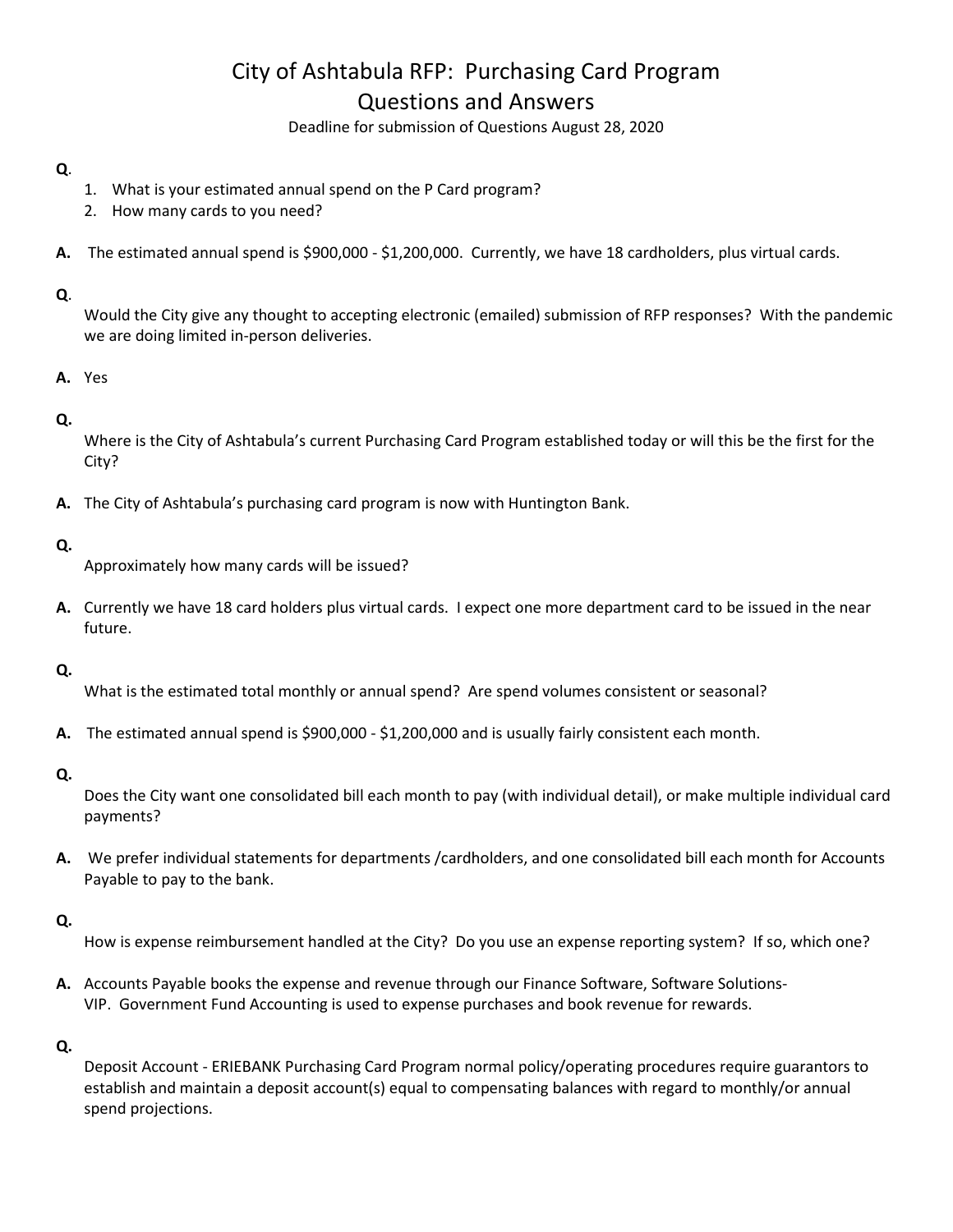# City of Ashtabula RFP: Purchasing Card Program

## Questions and Answers

Deadline for submission of Questions August 28, 2020

**Q**.

1. What is your estimated annual spend on the P Card program?
2. How many cards to you need?

**A.** The estimated annual spend is $900,000 - $1,200,000. Currently, we have 18 cardholders, plus virtual cards.

**Q**.

Would the City give any thought to accepting electronic (emailed) submission of RFP responses? With the pandemic we are doing limited in-person deliveries.

**A.** Yes

**Q.**

Where is the City of Ashtabula's current Purchasing Card Program established today or will this be the first for the City?

**A.** The City of Ashtabula's purchasing card program is now with Huntington Bank.

**Q.**

Approximately how many cards will be issued?

**A.** Currently we have 18 card holders plus virtual cards. I expect one more department card to be issued in the near future.

**Q.**

What is the estimated total monthly or annual spend? Are spend volumes consistent or seasonal?

**A.** The estimated annual spend is $900,000 - $1,200,000 and is usually fairly consistent each month.

**Q.**

Does the City want one consolidated bill each month to pay (with individual detail), or make multiple individual card payments?

**A.** We prefer individual statements for departments /cardholders, and one consolidated bill each month for Accounts Payable to pay to the bank.

**Q.**

How is expense reimbursement handled at the City? Do you use an expense reporting system? If so, which one?

**A.** Accounts Payable books the expense and revenue through our Finance Software, Software Solutions-VIP. Government Fund Accounting is used to expense purchases and book revenue for rewards.

**Q.**

Deposit Account - ERIEBANK Purchasing Card Program normal policy/operating procedures require guarantors to establish and maintain a deposit account(s) equal to compensating balances with regard to monthly/or annual spend projections.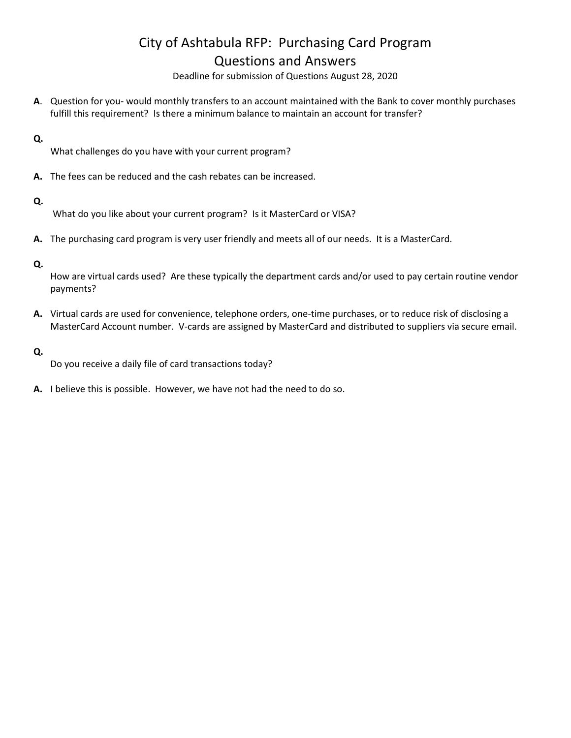# City of Ashtabula RFP: Purchasing Card Program

## Questions and Answers

Deadline for submission of Questions August 28, 2020

**A**. Question for you- would monthly transfers to an account maintained with the Bank to cover monthly purchases fulfill this requirement? Is there a minimum balance to maintain an account for transfer?

**Q.**

What challenges do you have with your current program?

**A.** The fees can be reduced and the cash rebates can be increased.

**Q.**

What do you like about your current program? Is it MasterCard or VISA?

**A.** The purchasing card program is very user friendly and meets all of our needs. It is a MasterCard.

**Q.**

How are virtual cards used? Are these typically the department cards and/or used to pay certain routine vendor payments?

**A.** Virtual cards are used for convenience, telephone orders, one-time purchases, or to reduce risk of disclosing a MasterCard Account number. V-cards are assigned by MasterCard and distributed to suppliers via secure email.

**Q.**

Do you receive a daily file of card transactions today?

**A.** I believe this is possible. However, we have not had the need to do so.